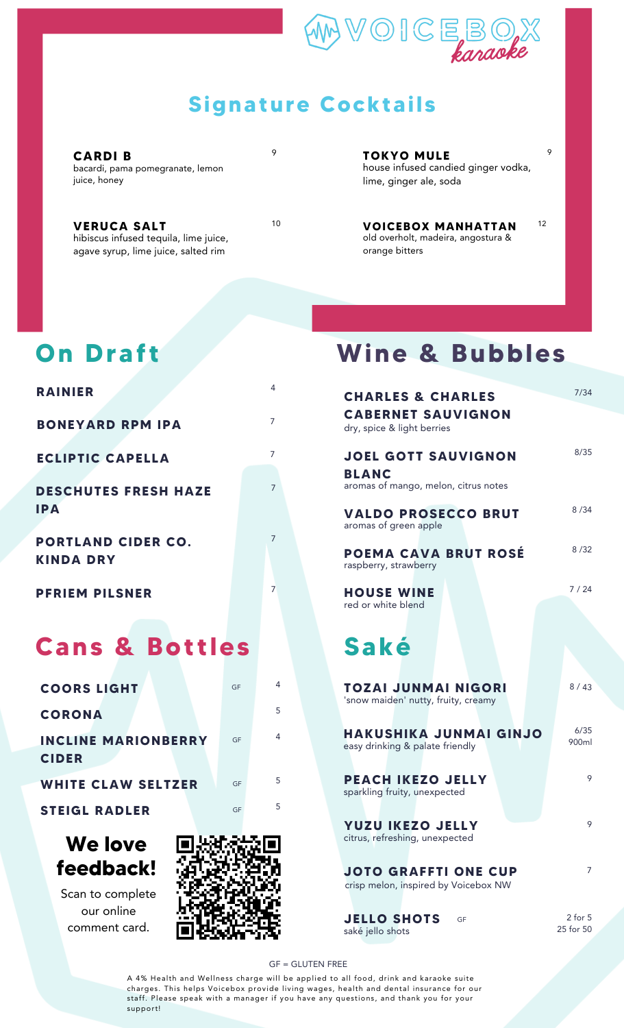# VOICEBOX *karaoke*

## Signature Cocktails

**CARDI B** — 9
bacardi, pama pomegranate, lemon juice, honey

**VERUCA SALT** — 10
hibiscus infused tequila, lime juice, agave syrup, lime juice, salted rim

**TOKYO MULE** — 9
house infused candied ginger vodka, lime, ginger ale, soda

**VOICEBOX MANHATTAN** — 12
old overholt, madeira, angostura & orange bitters

## On Draft

| | |
|---|---|
| **RAINIER** | 4 |
| **BONEYARD RPM IPA** | 7 |
| **ECLIPTIC CAPELLA** | 7 |
| **DESCHUTES FRESH HAZE IPA** | 7 |
| **PORTLAND CIDER CO. KINDA DRY** | 7 |
| **PFRIEM PILSNER** | 7 |

## Cans & Bottles

| | | |
|---|---|---|
| **COORS LIGHT** | GF | 4 |
| **CORONA** | | 5 |
| **INCLINE MARIONBERRY CIDER** | GF | 4 |
| **WHITE CLAW SELTZER** | GF | 5 |
| **STEIGL RADLER** | GF | 5 |

## We love feedback!

Scan to complete our online comment card.

## Wine & Bubbles

**CHARLES & CHARLES CABERNET SAUVIGNON** — 7/34
dry, spice & light berries

**JOEL GOTT SAUVIGNON BLANC** — 8/35
aromas of mango, melon, citrus notes

**VALDO PROSECCO BRUT** — 8 /34
aromas of green apple

**POEMA CAVA BRUT ROSÉ** — 8 /32
raspberry, strawberry

**HOUSE WINE** — 7 / 24
red or white blend

## Saké

**TOZAI JUNMAI NIGORI** — 8 / 43
'snow maiden' nutty, fruity, creamy

**HAKUSHIKA JUNMAI GINJO** — 6/35 900ml
easy drinking & palate friendly

**PEACH IKEZO JELLY** — 9
sparkling fruity, unexpected

**YUZU IKEZO JELLY** — 9
citrus, refreshing, unexpected

**JOTO GRAFFTI ONE CUP** — 7
crisp melon, inspired by Voicebox NW

**JELLO SHOTS** GF — 2 for 5 / 25 for 50
saké jello shots

GF = GLUTEN FREE

A 4% Health and Wellness charge will be applied to all food, drink and karaoke suite charges. This helps Voicebox provide living wages, health and dental insurance for our staff. Please speak with a manager if you have any questions, and thank you for your support!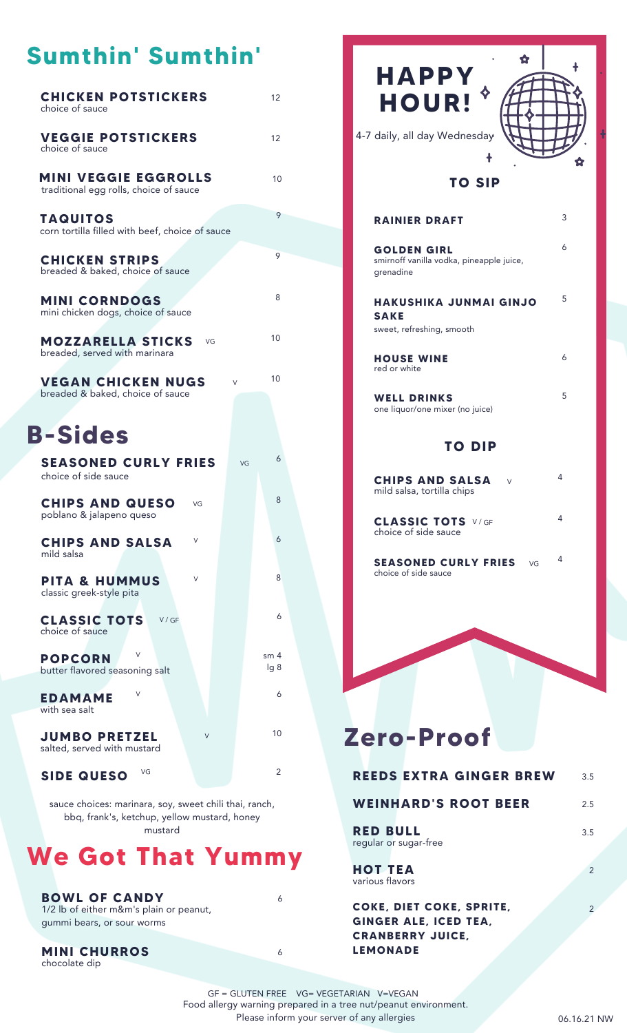## Sumthin' Sumthin'

**CHICKEN POTSTICKERS** — 12
choice of sauce

**VEGGIE POTSTICKERS** — 12
choice of sauce

**MINI VEGGIE EGGROLLS** — 10
traditional egg rolls, choice of sauce

**TAQUITOS** — 9
corn tortilla filled with beef, choice of sauce

**CHICKEN STRIPS** — 9
breaded & baked, choice of sauce

**MINI CORNDOGS** — 8
mini chicken dogs, choice of sauce

**MOZZARELLA STICKS** VG — 10
breaded, served with marinara

**VEGAN CHICKEN NUGS** V — 10
breaded & baked, choice of sauce

## B-Sides

**SEASONED CURLY FRIES** VG — 6
choice of side sauce

**CHIPS AND QUESO** VG — 8
poblano & jalapeno queso

**CHIPS AND SALSA** V — 6
mild salsa

**PITA & HUMMUS** V — 8
classic greek-style pita

**CLASSIC TOTS** V / GF — 6
choice of sauce

**POPCORN** V — sm 4, lg 8
butter flavored seasoning salt

**EDAMAME** V — 6
with sea salt

**JUMBO PRETZEL** V — 10
salted, served with mustard

**SIDE QUESO** VG — 2

sauce choices: marinara, soy, sweet chili thai, ranch, bbq, frank's, ketchup, yellow mustard, honey mustard

## We Got That Yummy

**BOWL OF CANDY** — 6
1/2 lb of either m&m's plain or peanut, gummi bears, or sour worms

**MINI CHURROS** — 6
chocolate dip

## HAPPY HOUR!

4-7 daily, all day Wednesday

### TO SIP

**RAINIER DRAFT** — 3

**GOLDEN GIRL** — 6
smirnoff vanilla vodka, pineapple juice, grenadine

**HAKUSHIKA JUNMAI GINJO SAKE** — 5
sweet, refreshing, smooth

**HOUSE WINE** — 6
red or white

**WELL DRINKS** — 5
one liquor/one mixer (no juice)

### TO DIP

**CHIPS AND SALSA** V — 4
mild salsa, tortilla chips

**CLASSIC TOTS** V / GF — 4
choice of side sauce

**SEASONED CURLY FRIES** VG — 4
choice of side sauce

## Zero-Proof

**REEDS EXTRA GINGER BREW** — 3.5

**WEINHARD'S ROOT BEER** — 2.5

**RED BULL** — 3.5
regular or sugar-free

**HOT TEA** — 2
various flavors

**COKE, DIET COKE, SPRITE, GINGER ALE, ICED TEA, CRANBERRY JUICE, LEMONADE** — 2

GF = GLUTEN FREE VG= VEGETARIAN V=VEGAN
Food allergy warning prepared in a tree nut/peanut environment.
Please inform your server of any allergies

06.16.21 NW